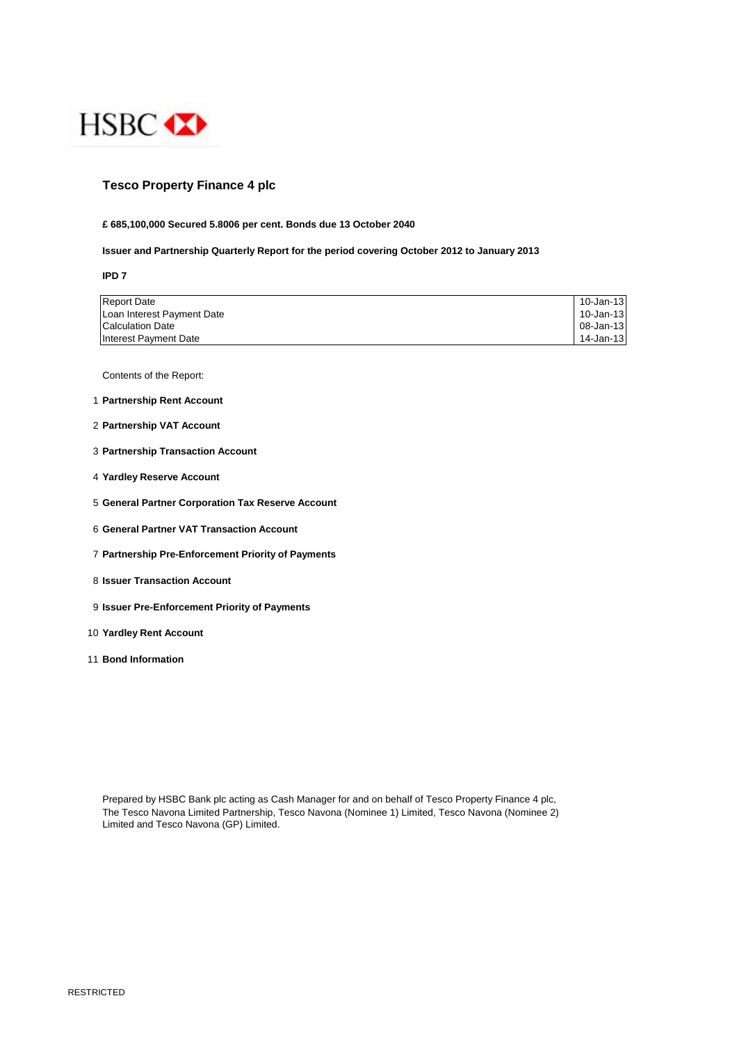HSBC

# Tesco Property Finance 4 plc

**£ 685,100,000 Secured 5.8006 per cent. Bonds due 13 October 2040**

**Issuer and Partnership Quarterly Report for the period covering October 2012 to January 2013**

**IPD 7**

| | |
|---|---|
| Report Date | 10-Jan-13 |
| Loan Interest Payment Date | 10-Jan-13 |
| Calculation Date | 08-Jan-13 |
| Interest Payment Date | 14-Jan-13 |

Contents of the Report:

1. **Partnership Rent Account**
2. **Partnership VAT Account**
3. **Partnership Transaction Account**
4. **Yardley Reserve Account**
5. **General Partner Corporation Tax Reserve Account**
6. **General Partner VAT Transaction Account**
7. **Partnership Pre-Enforcement Priority of Payments**
8. **Issuer Transaction Account**
9. **Issuer Pre-Enforcement Priority of Payments**
10. **Yardley Rent Account**
11. **Bond Information**

Prepared by HSBC Bank plc acting as Cash Manager for and on behalf of Tesco Property Finance 4 plc, The Tesco Navona Limited Partnership, Tesco Navona (Nominee 1) Limited, Tesco Navona (Nominee 2) Limited and Tesco Navona (GP) Limited.

RESTRICTED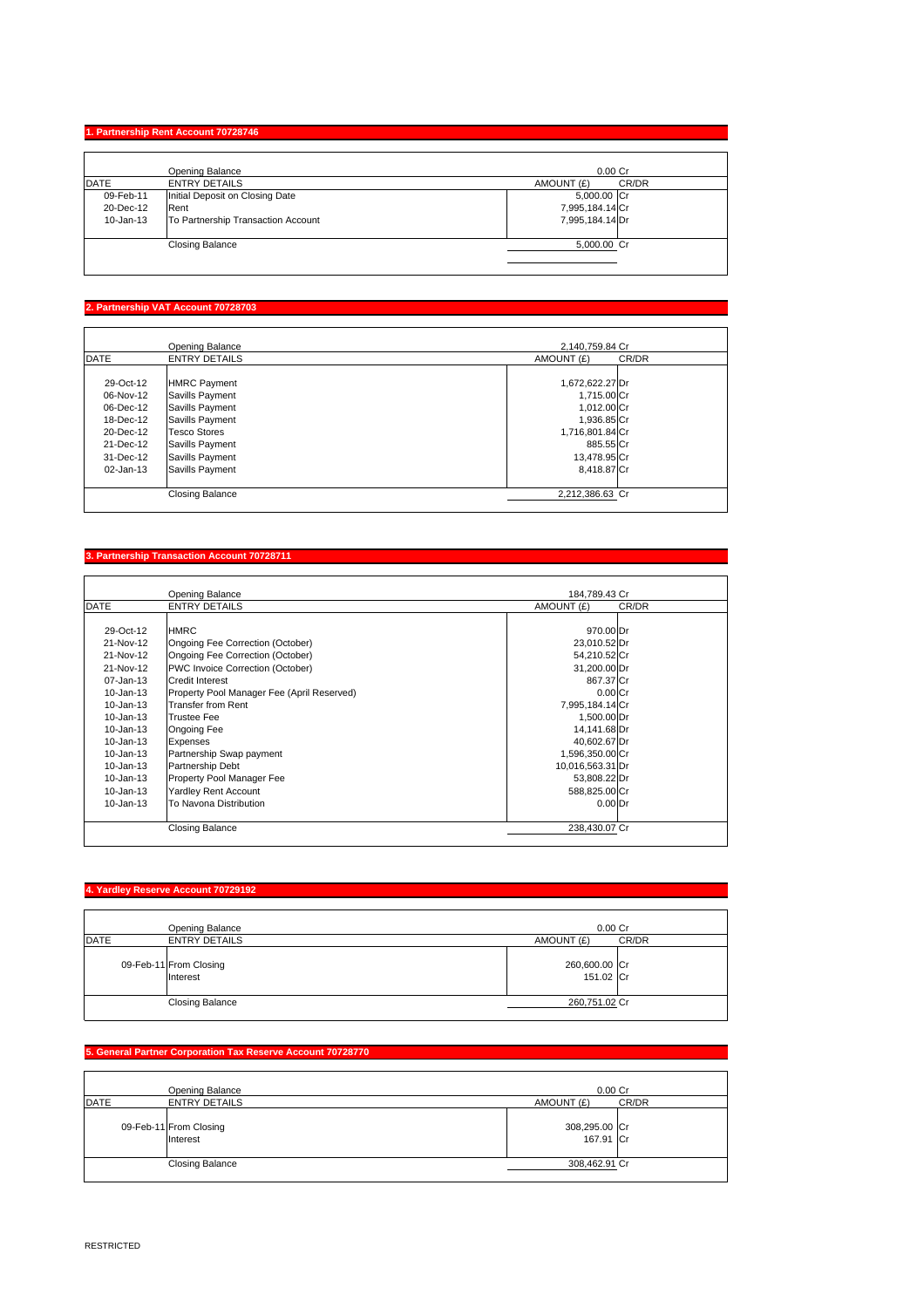## 1. Partnership Rent Account 70728746

| DATE | ENTRY DETAILS | AMOUNT (£) | CR/DR |
|---|---|---|---|
| | Opening Balance | 0.00 | Cr |
| 09-Feb-11 | Initial Deposit on Closing Date | 5,000.00 | Cr |
| 20-Dec-12 | Rent | 7,995,184.14 | Cr |
| 10-Jan-13 | To Partnership Transaction Account | 7,995,184.14 | Dr |
| | Closing Balance | 5,000.00 | Cr |

## 2. Partnership VAT Account 70728703

| DATE | ENTRY DETAILS | AMOUNT (£) | CR/DR |
|---|---|---|---|
| | Opening Balance | 2,140,759.84 | Cr |
| 29-Oct-12 | HMRC Payment | 1,672,622.27 | Dr |
| 06-Nov-12 | Savills Payment | 1,715.00 | Cr |
| 06-Dec-12 | Savills Payment | 1,012.00 | Cr |
| 18-Dec-12 | Savills Payment | 1,936.85 | Cr |
| 20-Dec-12 | Tesco Stores | 1,716,801.84 | Cr |
| 21-Dec-12 | Savills Payment | 885.55 | Cr |
| 31-Dec-12 | Savills Payment | 13,478.95 | Cr |
| 02-Jan-13 | Savills Payment | 8,418.87 | Cr |
| | Closing Balance | 2,212,386.63 | Cr |

## 3. Partnership Transaction Account 70728711

| DATE | ENTRY DETAILS | AMOUNT (£) | CR/DR |
|---|---|---|---|
| | Opening Balance | 184,789.43 | Cr |
| 29-Oct-12 | HMRC | 970.00 | Dr |
| 21-Nov-12 | Ongoing Fee Correction (October) | 23,010.52 | Dr |
| 21-Nov-12 | Ongoing Fee Correction (October) | 54,210.52 | Cr |
| 21-Nov-12 | PWC Invoice Correction (October) | 31,200.00 | Dr |
| 07-Jan-13 | Credit Interest | 867.37 | Cr |
| 10-Jan-13 | Property Pool Manager Fee (April Reserved) | 0.00 | Cr |
| 10-Jan-13 | Transfer from Rent | 7,995,184.14 | Cr |
| 10-Jan-13 | Trustee Fee | 1,500.00 | Dr |
| 10-Jan-13 | Ongoing Fee | 14,141.68 | Dr |
| 10-Jan-13 | Expenses | 40,602.67 | Dr |
| 10-Jan-13 | Partnership Swap payment | 1,596,350.00 | Cr |
| 10-Jan-13 | Partnership Debt | 10,016,563.31 | Dr |
| 10-Jan-13 | Property Pool Manager Fee | 53,808.22 | Dr |
| 10-Jan-13 | Yardley Rent Account | 588,825.00 | Cr |
| 10-Jan-13 | To Navona Distribution | 0.00 | Dr |
| | Closing Balance | 238,430.07 | Cr |

## 4. Yardley Reserve Account 70729192

| DATE | ENTRY DETAILS | AMOUNT (£) | CR/DR |
|---|---|---|---|
| | Opening Balance | 0.00 | Cr |
| 09-Feb-11 | From Closing | 260,600.00 | Cr |
| | Interest | 151.02 | Cr |
| | Closing Balance | 260,751.02 | Cr |

## 5. General Partner Corporation Tax Reserve Account 70728770

| DATE | ENTRY DETAILS | AMOUNT (£) | CR/DR |
|---|---|---|---|
| | Opening Balance | 0.00 | Cr |
| 09-Feb-11 | From Closing | 308,295.00 | Cr |
| | Interest | 167.91 | Cr |
| | Closing Balance | 308,462.91 | Cr |

RESTRICTED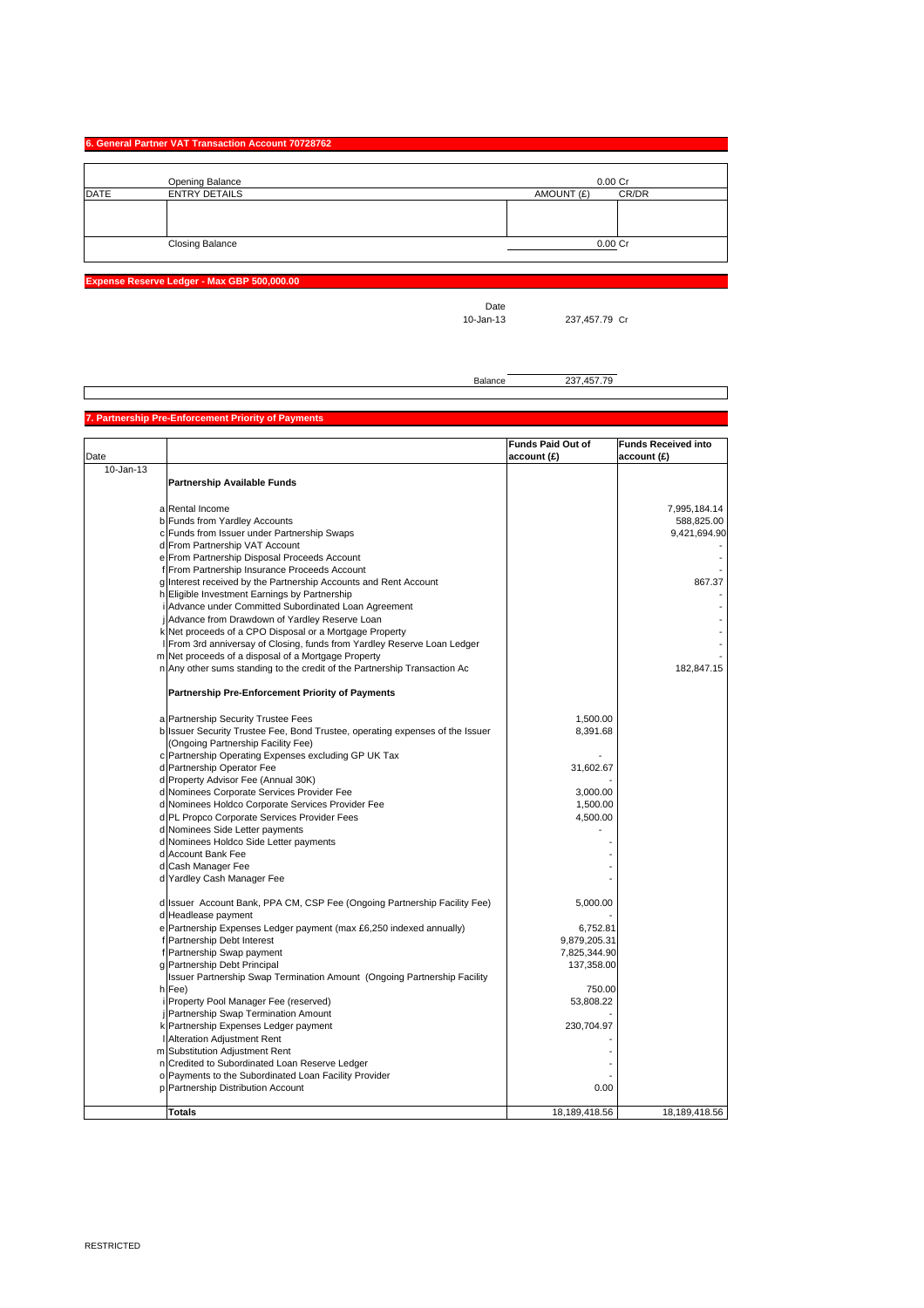## 6. General Partner VAT Transaction Account 70728762

| DATE | ENTRY DETAILS | AMOUNT (£) | CR/DR |
|---|---|---|---|
| | Opening Balance | 0.00 | Cr |
| | | | |
| | Closing Balance | 0.00 | Cr |

## Expense Reserve Ledger - Max GBP 500,000.00

| Date | | |
|---|---|---|
| 10-Jan-13 | 237,457.79 | Cr |
| Balance | 237,457.79 | |

## 7. Partnership Pre-Enforcement Priority of Payments

| Date | | | Funds Paid Out of account (£) | Funds Received into account (£) |
|---|---|---|---|---|
| 10-Jan-13 | | **Partnership Available Funds** | | |
| | a | Rental Income | | 7,995,184.14 |
| | b | Funds from Yardley Accounts | | 588,825.00 |
| | c | Funds from Issuer under Partnership Swaps | | 9,421,694.90 |
| | d | From Partnership VAT Account | | - |
| | e | From Partnership Disposal Proceeds Account | | - |
| | f | From Partnership Insurance Proceeds Account | | - |
| | g | Interest received by the Partnership Accounts and Rent Account | | 867.37 |
| | h | Eligible Investment Earnings by Partnership | | - |
| | i | Advance under Committed Subordinated Loan Agreement | | - |
| | j | Advance from Drawdown of Yardley Reserve Loan | | - |
| | k | Net proceeds of a CPO Disposal or a Mortgage Property | | - |
| | l | From 3rd anniversay of Closing, funds from Yardley Reserve Loan Ledger | | - |
| | m | Net proceeds of a disposal of a Mortgage Property | | - |
| | n | Any other sums standing to the credit of the Partnership Transaction Ac | | 182,847.15 |
| | | **Partnership Pre-Enforcement Priority of Payments** | | |
| | a | Partnership Security Trustee Fees | 1,500.00 | |
| | b | Issuer Security Trustee Fee, Bond Trustee, operating expenses of the Issuer (Ongoing Partnership Facility Fee) | 8,391.68 | |
| | c | Partnership Operating Expenses excluding GP UK Tax | - | |
| | d | Partnership Operator Fee | 31,602.67 | |
| | d | Property Advisor Fee (Annual 30K) | - | |
| | d | Nominees Corporate Services Provider Fee | 3,000.00 | |
| | d | Nominees Holdco Corporate Services Provider Fee | 1,500.00 | |
| | d | PL Propco Corporate Services Provider Fees | 4,500.00 | |
| | d | Nominees Side Letter payments | - | |
| | d | Nominees Holdco Side Letter payments | - | |
| | d | Account Bank Fee | - | |
| | d | Cash Manager Fee | - | |
| | d | Yardley Cash Manager Fee | - | |
| | d | Issuer Account Bank, PPA CM, CSP Fee (Ongoing Partnership Facility Fee) | 5,000.00 | |
| | d | Headlease payment | - | |
| | e | Partnership Expenses Ledger payment (max £6,250 indexed annually) | 6,752.81 | |
| | f | Partnership Debt Interest | 9,879,205.31 | |
| | f | Partnership Swap payment | 7,825,344.90 | |
| | g | Partnership Debt Principal | 137,358.00 | |
| | h | Issuer Partnership Swap Termination Amount (Ongoing Partnership Facility Fee) | 750.00 | |
| | i | Property Pool Manager Fee (reserved) | 53,808.22 | |
| | j | Partnership Swap Termination Amount | - | |
| | k | Partnership Expenses Ledger payment | 230,704.97 | |
| | l | Alteration Adjustment Rent | - | |
| | m | Substitution Adjustment Rent | - | |
| | n | Credited to Subordinated Loan Reserve Ledger | - | |
| | o | Payments to the Subordinated Loan Facility Provider | - | |
| | p | Partnership Distribution Account | 0.00 | |
| | | **Totals** | 18,189,418.56 | 18,189,418.56 |

RESTRICTED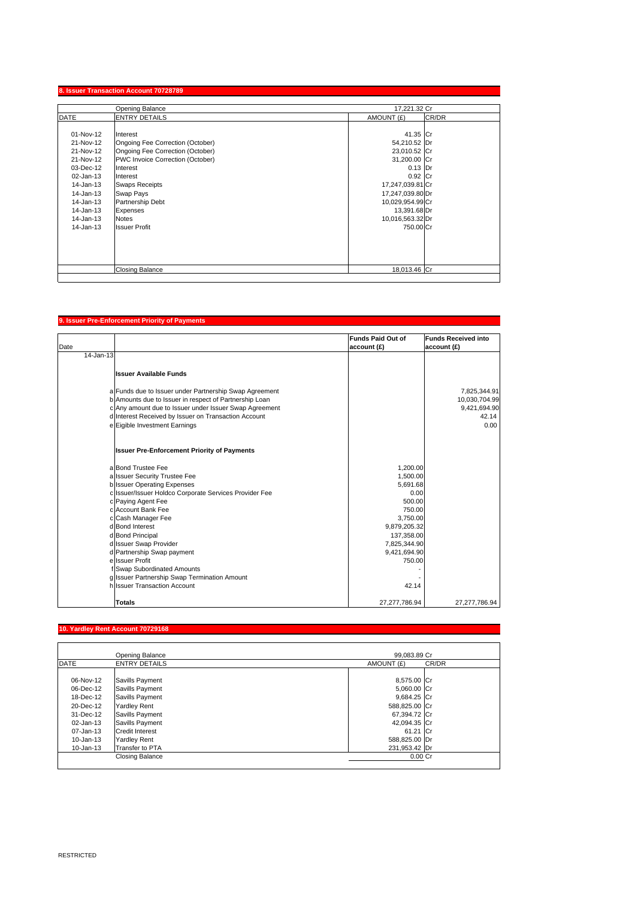## 8. Issuer Transaction Account 70728789

| DATE | ENTRY DETAILS | AMOUNT (£) | CR/DR |
|---|---|---|---|
| | Opening Balance | 17,221.32 | Cr |
| 01-Nov-12 | Interest | 41.35 | Cr |
| 21-Nov-12 | Ongoing Fee Correction (October) | 54,210.52 | Dr |
| 21-Nov-12 | Ongoing Fee Correction (October) | 23,010.52 | Cr |
| 21-Nov-12 | PWC Invoice Correction (October) | 31,200.00 | Cr |
| 03-Dec-12 | Interest | 0.13 | Dr |
| 02-Jan-13 | Interest | 0.92 | Cr |
| 14-Jan-13 | Swaps Receipts | 17,247,039.81 | Cr |
| 14-Jan-13 | Swap Pays | 17,247,039.80 | Dr |
| 14-Jan-13 | Partnership Debt | 10,029,954.99 | Cr |
| 14-Jan-13 | Expenses | 13,391.68 | Dr |
| 14-Jan-13 | Notes | 10,016,563.32 | Dr |
| 14-Jan-13 | Issuer Profit | 750.00 | Cr |
| | Closing Balance | 18,013.46 | Cr |

## 9. Issuer Pre-Enforcement Priority of Payments

| Date | | Funds Paid Out of account (£) | Funds Received into account (£) |
|---|---|---|---|
| 14-Jan-13 | | | |
| | **Issuer Available Funds** | | |
| | a Funds due to Issuer under Partnership Swap Agreement | | 7,825,344.91 |
| | b Amounts due to Issuer in respect of Partnership Loan | | 10,030,704.99 |
| | c Any amount due to Issuer under Issuer Swap Agreement | | 9,421,694.90 |
| | d Interest Received by Issuer on Transaction Account | | 42.14 |
| | e Eigible Investment Earnings | | 0.00 |
| | **Issuer Pre-Enforcement Priority of Payments** | | |
| | a Bond Trustee Fee | 1,200.00 | |
| | a Issuer Security Trustee Fee | 1,500.00 | |
| | b Issuer Operating Expenses | 5,691.68 | |
| | c Issuer/Issuer Holdco Corporate Services Provider Fee | 0.00 | |
| | c Paying Agent Fee | 500.00 | |
| | c Account Bank Fee | 750.00 | |
| | c Cash Manager Fee | 3,750.00 | |
| | d Bond Interest | 9,879,205.32 | |
| | d Bond Principal | 137,358.00 | |
| | d Issuer Swap Provider | 7,825,344.90 | |
| | d Partnership Swap payment | 9,421,694.90 | |
| | e Issuer Profit | 750.00 | |
| | f Swap Subordinated Amounts | - | |
| | g Issuer Partnership Swap Termination Amount | - | |
| | h Issuer Transaction Account | 42.14 | |
| | **Totals** | 27,277,786.94 | 27,277,786.94 |

## 10. Yardley Rent Account 70729168

| DATE | ENTRY DETAILS | AMOUNT (£) | CR/DR |
|---|---|---|---|
| | Opening Balance | 99,083.89 | Cr |
| 06-Nov-12 | Savills Payment | 8,575.00 | Cr |
| 06-Dec-12 | Savills Payment | 5,060.00 | Cr |
| 18-Dec-12 | Savills Payment | 9,684.25 | Cr |
| 20-Dec-12 | Yardley Rent | 588,825.00 | Cr |
| 31-Dec-12 | Savills Payment | 67,394.72 | Cr |
| 02-Jan-13 | Savills Payment | 42,094.35 | Cr |
| 07-Jan-13 | Credit Interest | 61.21 | Cr |
| 10-Jan-13 | Yardley Rent | 588,825.00 | Dr |
| 10-Jan-13 | Transfer to PTA | 231,953.42 | Dr |
| | Closing Balance | 0.00 | Cr |

RESTRICTED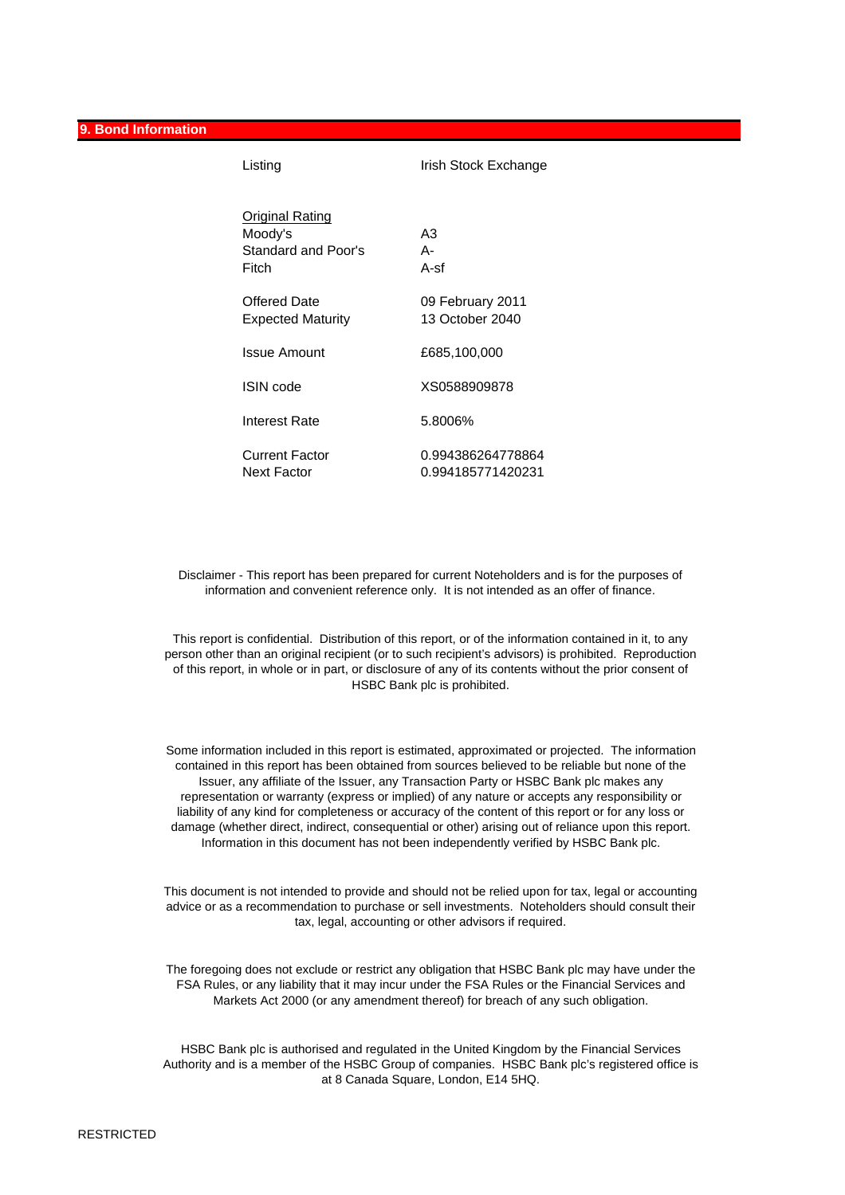## 9. Bond Information

| | |
|---|---|
| Listing | Irish Stock Exchange |
| Original Rating | |
| Moody's | A3 |
| Standard and Poor's | A- |
| Fitch | A-sf |
| Offered Date | 09 February 2011 |
| Expected Maturity | 13 October 2040 |
| Issue Amount | £685,100,000 |
| ISIN code | XS0588909878 |
| Interest Rate | 5.8006% |
| Current Factor | 0.994386264778864 |
| Next Factor | 0.994185771420231 |

Disclaimer - This report has been prepared for current Noteholders and is for the purposes of information and convenient reference only. It is not intended as an offer of finance.

This report is confidential. Distribution of this report, or of the information contained in it, to any person other than an original recipient (or to such recipient's advisors) is prohibited. Reproduction of this report, in whole or in part, or disclosure of any of its contents without the prior consent of HSBC Bank plc is prohibited.

Some information included in this report is estimated, approximated or projected. The information contained in this report has been obtained from sources believed to be reliable but none of the Issuer, any affiliate of the Issuer, any Transaction Party or HSBC Bank plc makes any representation or warranty (express or implied) of any nature or accepts any responsibility or liability of any kind for completeness or accuracy of the content of this report or for any loss or damage (whether direct, indirect, consequential or other) arising out of reliance upon this report. Information in this document has not been independently verified by HSBC Bank plc.

This document is not intended to provide and should not be relied upon for tax, legal or accounting advice or as a recommendation to purchase or sell investments. Noteholders should consult their tax, legal, accounting or other advisors if required.

The foregoing does not exclude or restrict any obligation that HSBC Bank plc may have under the FSA Rules, or any liability that it may incur under the FSA Rules or the Financial Services and Markets Act 2000 (or any amendment thereof) for breach of any such obligation.

HSBC Bank plc is authorised and regulated in the United Kingdom by the Financial Services Authority and is a member of the HSBC Group of companies. HSBC Bank plc's registered office is at 8 Canada Square, London, E14 5HQ.

RESTRICTED